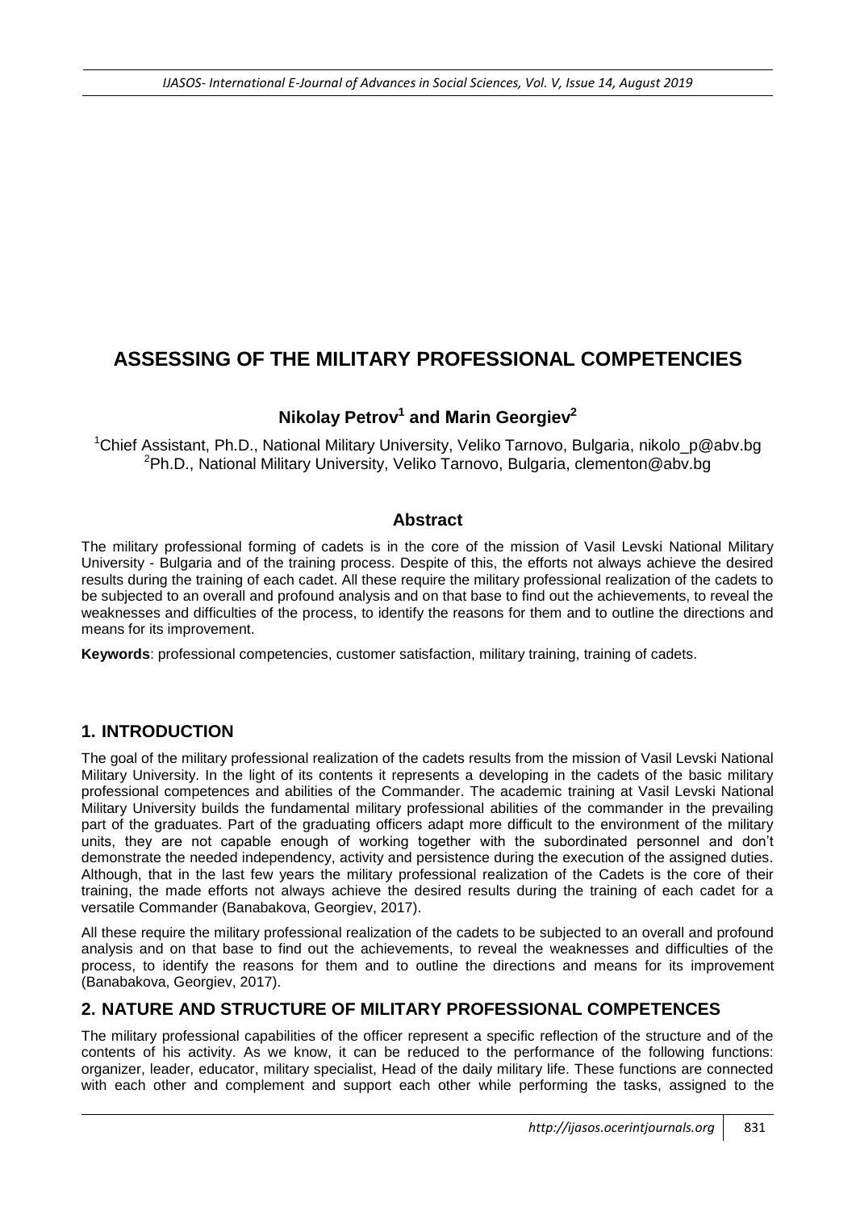# ASSESSING OF THE MILITARY PROFESSIONAL COMPETENCIES

### Nikolay Petrov[1] and Marin Georgiev[2]

[1]Chief Assistant, Ph.D., National Military University, Veliko Tarnovo, Bulgaria, nikolo_p@abv.bg
[2]Ph.D., National Military University, Veliko Tarnovo, Bulgaria, clementon@abv.bg

### Abstract

The military professional forming of cadets is in the core of the mission of Vasil Levski National Military University - Bulgaria and of the training process. Despite of this, the efforts not always achieve the desired results during the training of each cadet. All these require the military professional realization of the cadets to be subjected to an overall and profound analysis and on that base to find out the achievements, to reveal the weaknesses and difficulties of the process, to identify the reasons for them and to outline the directions and means for its improvement.

**Keywords**: professional competencies, customer satisfaction, military training, training of cadets.

## 1. INTRODUCTION

The goal of the military professional realization of the cadets results from the mission of Vasil Levski National Military University. In the light of its contents it represents a developing in the cadets of the basic military professional competences and abilities of the Commander. The academic training at Vasil Levski National Military University builds the fundamental military professional abilities of the commander in the prevailing part of the graduates. Part of the graduating officers adapt more difficult to the environment of the military units, they are not capable enough of working together with the subordinated personnel and don't demonstrate the needed independency, activity and persistence during the execution of the assigned duties. Although, that in the last few years the military professional realization of the Cadets is the core of their training, the made efforts not always achieve the desired results during the training of each cadet for a versatile Commander (Banabakova, Georgiev, 2017).

All these require the military professional realization of the cadets to be subjected to an overall and profound analysis and on that base to find out the achievements, to reveal the weaknesses and difficulties of the process, to identify the reasons for them and to outline the directions and means for its improvement (Banabakova, Georgiev, 2017).

## 2. NATURE AND STRUCTURE OF MILITARY PROFESSIONAL COMPETENCES

The military professional capabilities of the officer represent a specific reflection of the structure and of the contents of his activity. As we know, it can be reduced to the performance of the following functions: organizer, leader, educator, military specialist, Head of the daily military life. These functions are connected with each other and complement and support each other while performing the tasks, assigned to the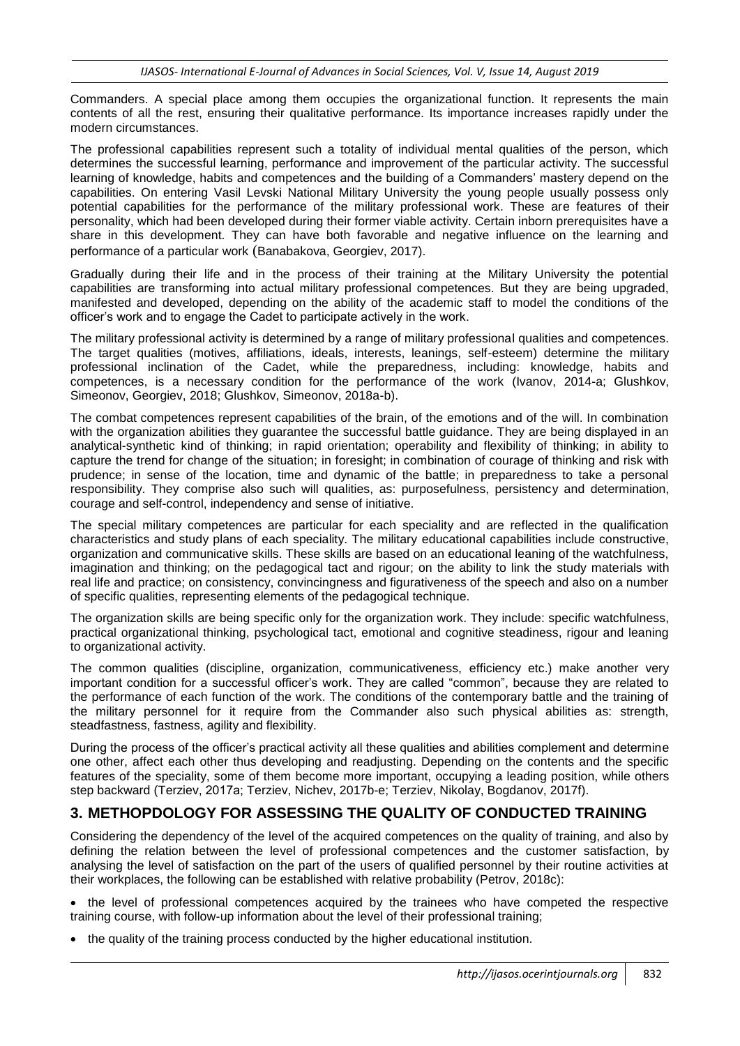Commanders. A special place among them occupies the organizational function. It represents the main contents of all the rest, ensuring their qualitative performance. Its importance increases rapidly under the modern circumstances.

The professional capabilities represent such a totality of individual mental qualities of the person, which determines the successful learning, performance and improvement of the particular activity. The successful learning of knowledge, habits and competences and the building of a Commanders' mastery depend on the capabilities. On entering Vasil Levski National Military University the young people usually possess only potential capabilities for the performance of the military professional work. These are features of their personality, which had been developed during their former viable activity. Certain inborn prerequisites have a share in this development. They can have both favorable and negative influence on the learning and performance of a particular work (Banabakova, Georgiev, 2017).

Gradually during their life and in the process of their training at the Military University the potential capabilities are transforming into actual military professional competences. But they are being upgraded, manifested and developed, depending on the ability of the academic staff to model the conditions of the officer's work and to engage the Cadet to participate actively in the work.

The military professional activity is determined by a range of military professional qualities and competences. The target qualities (motives, affiliations, ideals, interests, leanings, self-esteem) determine the military professional inclination of the Cadet, while the preparedness, including: knowledge, habits and competences, is a necessary condition for the performance of the work (Ivanov, 2014-a; Glushkov, Simeonov, Georgiev, 2018; Glushkov, Simeonov, 2018a-b).

The combat competences represent capabilities of the brain, of the emotions and of the will. In combination with the organization abilities they guarantee the successful battle guidance. They are being displayed in an analytical-synthetic kind of thinking; in rapid orientation; operability and flexibility of thinking; in ability to capture the trend for change of the situation; in foresight; in combination of courage of thinking and risk with prudence; in sense of the location, time and dynamic of the battle; in preparedness to take a personal responsibility. They comprise also such will qualities, as: purposefulness, persistency and determination, courage and self-control, independency and sense of initiative.

The special military competences are particular for each speciality and are reflected in the qualification characteristics and study plans of each speciality. The military educational capabilities include constructive, organization and communicative skills. These skills are based on an educational leaning of the watchfulness, imagination and thinking; on the pedagogical tact and rigour; on the ability to link the study materials with real life and practice; on consistency, convincingness and figurativeness of the speech and also on a number of specific qualities, representing elements of the pedagogical technique.

The organization skills are being specific only for the organization work. They include: specific watchfulness, practical organizational thinking, psychological tact, emotional and cognitive steadiness, rigour and leaning to organizational activity.

The common qualities (discipline, organization, communicativeness, efficiency etc.) make another very important condition for a successful officer's work. They are called "common", because they are related to the performance of each function of the work. The conditions of the contemporary battle and the training of the military personnel for it require from the Commander also such physical abilities as: strength, steadfastness, fastness, agility and flexibility.

During the process of the officer's practical activity all these qualities and abilities complement and determine one other, affect each other thus developing and readjusting. Depending on the contents and the specific features of the speciality, some of them become more important, occupying a leading position, while others step backward (Terziev, 2017a; Terziev, Nichev, 2017b-e; Terziev, Nikolay, Bogdanov, 2017f).

## 3. METHOPDOLOGY FOR ASSESSING THE QUALITY OF CONDUCTED TRAINING

Considering the dependency of the level of the acquired competences on the quality of training, and also by defining the relation between the level of professional competences and the customer satisfaction, by analysing the level of satisfaction on the part of the users of qualified personnel by their routine activities at their workplaces, the following can be established with relative probability (Petrov, 2018c):

- the level of professional competences acquired by the trainees who have competed the respective training course, with follow-up information about the level of their professional training;
- the quality of the training process conducted by the higher educational institution.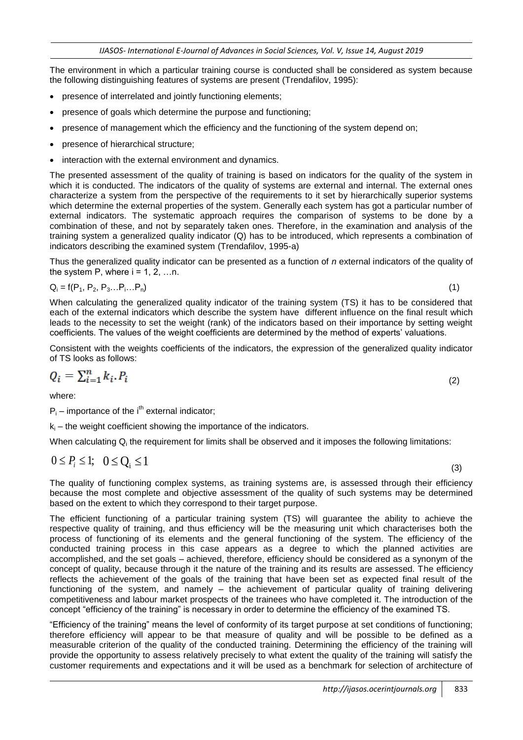The environment in which a particular training course is conducted shall be considered as system because the following distinguishing features of systems are present (Trendafilov, 1995):

- presence of interrelated and jointly functioning elements;
- presence of goals which determine the purpose and functioning;
- presence of management which the efficiency and the functioning of the system depend on;
- presence of hierarchical structure;
- interaction with the external environment and dynamics.

The presented assessment of the quality of training is based on indicators for the quality of the system in which it is conducted. The indicators of the quality of systems are external and internal. The external ones characterize a system from the perspective of the requirements to it set by hierarchically superior systems which determine the external properties of the system. Generally each system has got a particular number of external indicators. The systematic approach requires the comparison of systems to be done by a combination of these, and not by separately taken ones. Therefore, in the examination and analysis of the training system a generalized quality indicator (Q) has to be introduced, which represents a combination of indicators describing the examined system (Trendafilov, 1995-a)

Thus the generalized quality indicator can be presented as a function of *n* external indicators of the quality of the system P, where $i = 1, 2, \ldots n$.

$$Q_i = f(P_1, P_2, P_3 \ldots P_i \ldots P_n) \tag{1}$$

When calculating the generalized quality indicator of the training system (TS) it has to be considered that each of the external indicators which describe the system have different influence on the final result which leads to the necessity to set the weight (rank) of the indicators based on their importance by setting weight coefficients. The values of the weight coefficients are determined by the method of experts' valuations.

Consistent with the weights coefficients of the indicators, the expression of the generalized quality indicator of TS looks as follows:

$$Q_i = \sum_{i=1}^{n} k_i . P_i \tag{2}$$

where:

$P_i$ – importance of the i[th] external indicator;

$k_i$ – the weight coefficient showing the importance of the indicators.

When calculating $Q_i$ the requirement for limits shall be observed and it imposes the following limitations:

$$0 \leq P_i \leq 1; \quad 0 \leq Q_i \leq 1 \tag{3}$$

The quality of functioning complex systems, as training systems are, is assessed through their efficiency because the most complete and objective assessment of the quality of such systems may be determined based on the extent to which they correspond to their target purpose.

The efficient functioning of a particular training system (TS) will guarantee the ability to achieve the respective quality of training, and thus efficiency will be the measuring unit which characterises both the process of functioning of its elements and the general functioning of the system. The efficiency of the conducted training process in this case appears as a degree to which the planned activities are accomplished, and the set goals – achieved, therefore, efficiency should be considered as a synonym of the concept of quality, because through it the nature of the training and its results are assessed. The efficiency reflects the achievement of the goals of the training that have been set as expected final result of the functioning of the system, and namely – the achievement of particular quality of training delivering competitiveness and labour market prospects of the trainees who have completed it. The introduction of the concept "efficiency of the training" is necessary in order to determine the efficiency of the examined TS.

"Efficiency of the training" means the level of conformity of its target purpose at set conditions of functioning; therefore efficiency will appear to be that measure of quality and will be possible to be defined as a measurable criterion of the quality of the conducted training. Determining the efficiency of the training will provide the opportunity to assess relatively precisely to what extent the quality of the training will satisfy the customer requirements and expectations and it will be used as a benchmark for selection of architecture of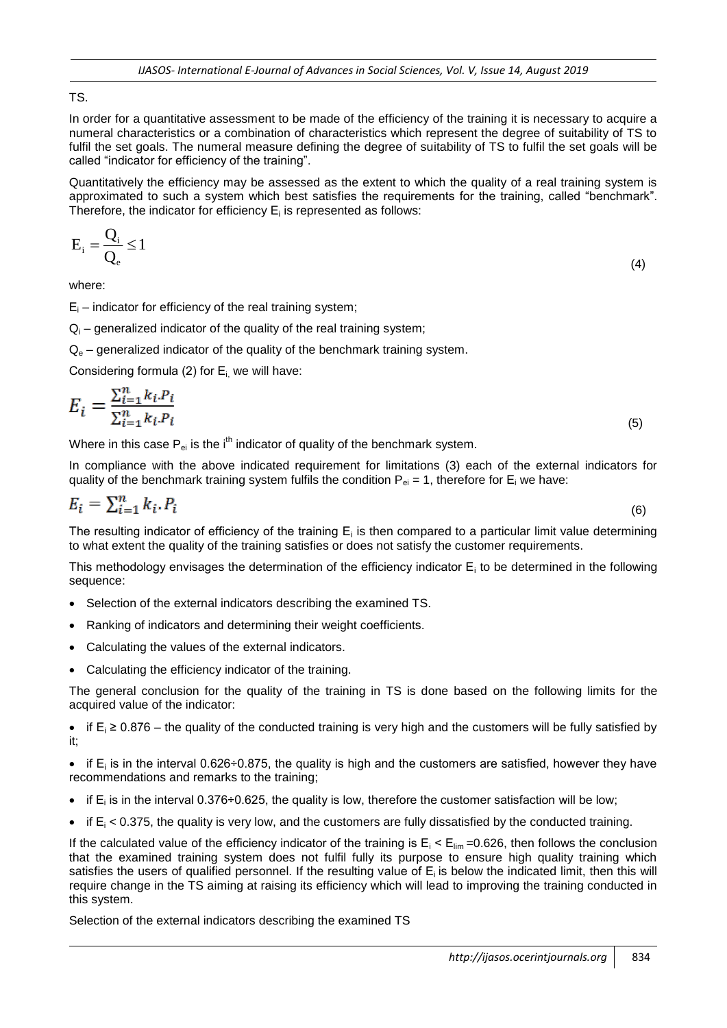TS.

In order for a quantitative assessment to be made of the efficiency of the training it is necessary to acquire a numeral characteristics or a combination of characteristics which represent the degree of suitability of TS to fulfil the set goals. The numeral measure defining the degree of suitability of TS to fulfil the set goals will be called "indicator for efficiency of the training".

Quantitatively the efficiency may be assessed as the extent to which the quality of a real training system is approximated to such a system which best satisfies the requirements for the training, called "benchmark". Therefore, the indicator for efficiency $E_i$ is represented as follows:

$$E_i = \frac{Q_i}{Q_e} \leq 1 \tag{4}$$

where:

$E_i$ – indicator for efficiency of the real training system;

$Q_i$ – generalized indicator of the quality of the real training system;

$Q_e$ – generalized indicator of the quality of the benchmark training system.

Considering formula (2) for $E_i$, we will have:

$$E_i = \frac{\sum_{i=1}^{n} k_i.P_i}{\sum_{i=1}^{n} k_i.P_i} \tag{5}$$

Where in this case $P_{ei}$ is the $i^{th}$ indicator of quality of the benchmark system.

In compliance with the above indicated requirement for limitations (3) each of the external indicators for quality of the benchmark training system fulfils the condition $P_{ei} = 1$, therefore for $E_i$ we have:

$$E_i = \sum_{i=1}^{n} k_i.P_i \tag{6}$$

The resulting indicator of efficiency of the training $E_i$ is then compared to a particular limit value determining to what extent the quality of the training satisfies or does not satisfy the customer requirements.

This methodology envisages the determination of the efficiency indicator $E_i$ to be determined in the following sequence:

- Selection of the external indicators describing the examined TS.
- Ranking of indicators and determining their weight coefficients.
- Calculating the values of the external indicators.
- Calculating the efficiency indicator of the training.

The general conclusion for the quality of the training in TS is done based on the following limits for the acquired value of the indicator:

- if $E_i \geq 0.876$ – the quality of the conducted training is very high and the customers will be fully satisfied by it;
- if $E_i$ is in the interval 0.626÷0.875, the quality is high and the customers are satisfied, however they have recommendations and remarks to the training;
- if $E_i$ is in the interval 0.376÷0.625, the quality is low, therefore the customer satisfaction will be low;
- if $E_i < 0.375$, the quality is very low, and the customers are fully dissatisfied by the conducted training.

If the calculated value of the efficiency indicator of the training is $E_i < E_{lim} = 0.626$, then follows the conclusion that the examined training system does not fulfil fully its purpose to ensure high quality training which satisfies the users of qualified personnel. If the resulting value of $E_i$ is below the indicated limit, then this will require change in the TS aiming at raising its efficiency which will lead to improving the training conducted in this system.

Selection of the external indicators describing the examined TS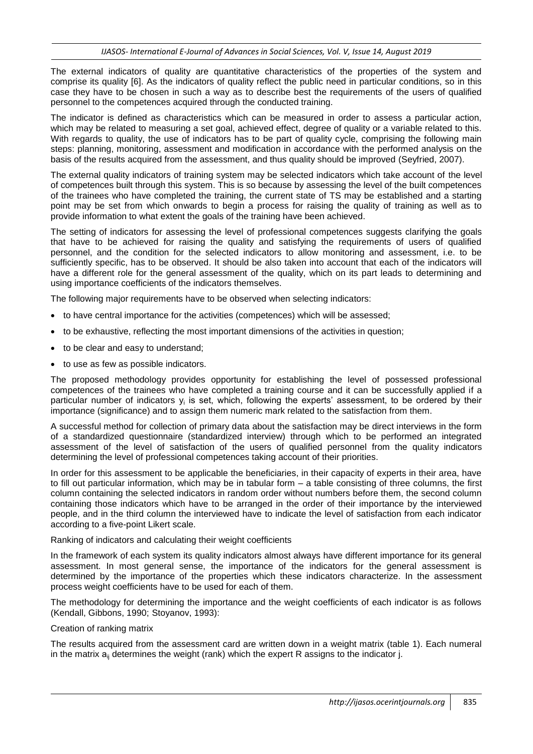The external indicators of quality are quantitative characteristics of the properties of the system and comprise its quality [6]. As the indicators of quality reflect the public need in particular conditions, so in this case they have to be chosen in such a way as to describe best the requirements of the users of qualified personnel to the competences acquired through the conducted training.

The indicator is defined as characteristics which can be measured in order to assess a particular action, which may be related to measuring a set goal, achieved effect, degree of quality or a variable related to this. With regards to quality, the use of indicators has to be part of quality cycle, comprising the following main steps: planning, monitoring, assessment and modification in accordance with the performed analysis on the basis of the results acquired from the assessment, and thus quality should be improved (Seyfried, 2007).

The external quality indicators of training system may be selected indicators which take account of the level of competences built through this system. This is so because by assessing the level of the built competences of the trainees who have completed the training, the current state of TS may be established and a starting point may be set from which onwards to begin a process for raising the quality of training as well as to provide information to what extent the goals of the training have been achieved.

The setting of indicators for assessing the level of professional competences suggests clarifying the goals that have to be achieved for raising the quality and satisfying the requirements of users of qualified personnel, and the condition for the selected indicators to allow monitoring and assessment, i.e. to be sufficiently specific, has to be observed. It should be also taken into account that each of the indicators will have a different role for the general assessment of the quality, which on its part leads to determining and using importance coefficients of the indicators themselves.

The following major requirements have to be observed when selecting indicators:

- to have central importance for the activities (competences) which will be assessed;
- to be exhaustive, reflecting the most important dimensions of the activities in question;
- to be clear and easy to understand;
- to use as few as possible indicators.

The proposed methodology provides opportunity for establishing the level of possessed professional competences of the trainees who have completed a training course and it can be successfully applied if a particular number of indicators $y_i$ is set, which, following the experts' assessment, to be ordered by their importance (significance) and to assign them numeric mark related to the satisfaction from them.

A successful method for collection of primary data about the satisfaction may be direct interviews in the form of a standardized questionnaire (standardized interview) through which to be performed an integrated assessment of the level of satisfaction of the users of qualified personnel from the quality indicators determining the level of professional competences taking account of their priorities.

In order for this assessment to be applicable the beneficiaries, in their capacity of experts in their area, have to fill out particular information, which may be in tabular form – a table consisting of three columns, the first column containing the selected indicators in random order without numbers before them, the second column containing those indicators which have to be arranged in the order of their importance by the interviewed people, and in the third column the interviewed have to indicate the level of satisfaction from each indicator according to a five-point Likert scale.

Ranking of indicators and calculating their weight coefficients

In the framework of each system its quality indicators almost always have different importance for its general assessment. In most general sense, the importance of the indicators for the general assessment is determined by the importance of the properties which these indicators characterize. In the assessment process weight coefficients have to be used for each of them.

The methodology for determining the importance and the weight coefficients of each indicator is as follows (Kendall, Gibbons, 1990; Stoyanov, 1993):

Creation of ranking matrix

The results acquired from the assessment card are written down in a weight matrix (table 1). Each numeral in the matrix $a_{ij}$ determines the weight (rank) which the expert R assigns to the indicator j.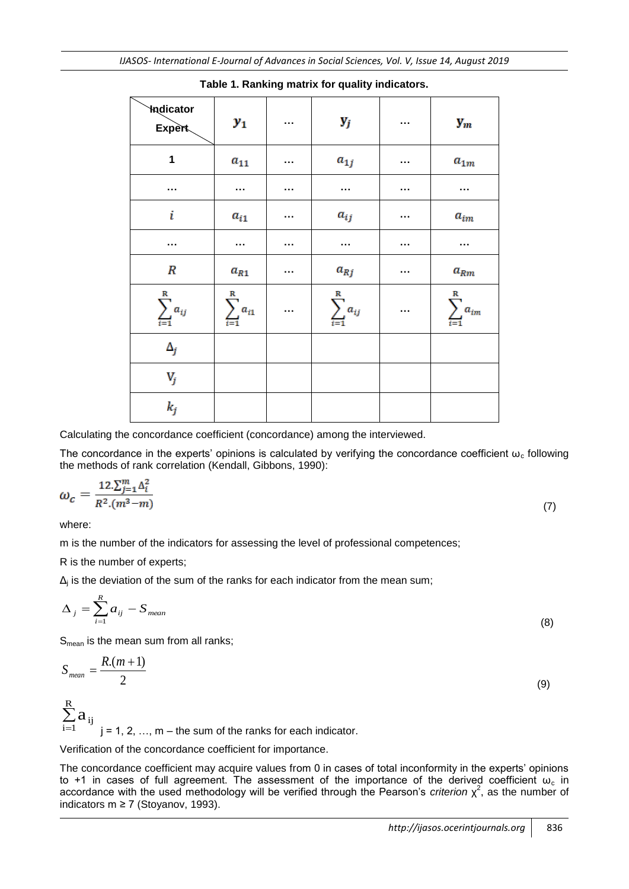**Table 1. Ranking matrix for quality indicators.**

| Indicator / Expert | $y_1$ | … | $y_j$ | … | $y_m$ |
|---|---|---|---|---|---|
| 1 | $a_{11}$ | … | $a_{1j}$ | … | $a_{1m}$ |
| … | … | … | … | … | … |
| $i$ | $a_{i1}$ | … | $a_{ij}$ | … | $a_{im}$ |
| … | … | … | … | … | … |
| $R$ | $a_{R1}$ | … | $a_{Rj}$ | … | $a_{Rm}$ |
| $\sum_{i=1}^{R} a_{ij}$ | $\sum_{i=1}^{R} a_{i1}$ | … | $\sum_{i=1}^{R} a_{ij}$ | … | $\sum_{i=1}^{R} a_{im}$ |
| $\Delta_j$ | | | | | |
| $V_j$ | | | | | |
| $k_j$ | | | | | |

Calculating the concordance coefficient (concordance) among the interviewed.

The concordance in the experts' opinions is calculated by verifying the concordance coefficient $\omega_c$ following the methods of rank correlation (Kendall, Gibbons, 1990):

$$\omega_c = \frac{12.\sum_{j=1}^{m} \Delta_i^2}{R^2.(m^3 - m)} \tag{7}$$

where:

m is the number of the indicators for assessing the level of professional competences;

R is the number of experts;

$\Delta_j$ is the deviation of the sum of the ranks for each indicator from the mean sum;

$$\Delta_j = \sum_{i=1}^{R} a_{ij} - S_{mean} \tag{8}$$

$S_{mean}$ is the mean sum from all ranks;

$$S_{mean} = \frac{R.(m+1)}{2} \tag{9}$$

$\sum_{i=1}^{R} a_{ij}$ j = 1, 2, …, m – the sum of the ranks for each indicator.

Verification of the concordance coefficient for importance.

The concordance coefficient may acquire values from 0 in cases of total inconformity in the experts' opinions to +1 in cases of full agreement. The assessment of the importance of the derived coefficient $\omega_c$ in accordance with the used methodology will be verified through the Pearson's *criterion* $\chi^2$, as the number of indicators m ≥ 7 (Stoyanov, 1993).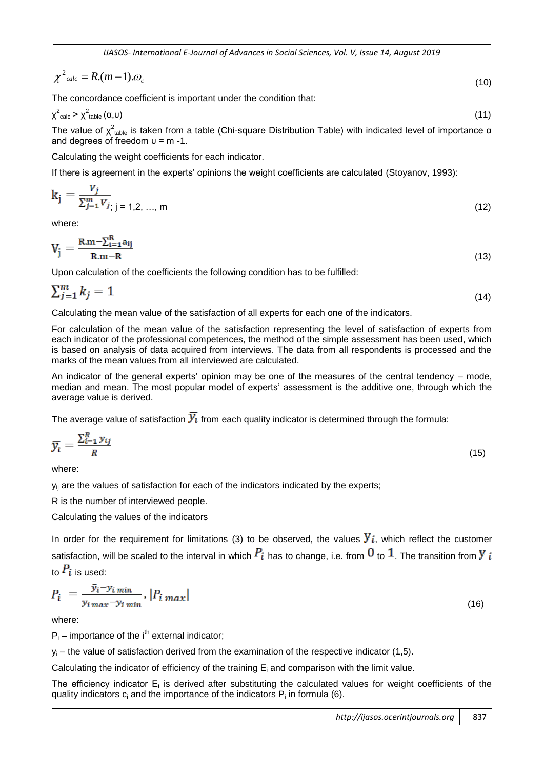$$\chi^2_{calc} = R.(m-1).\omega_c \tag{10}$$

The concordance coefficient is important under the condition that:

$$\chi^2_{calc} > \chi^2_{table}\,(\alpha,\upsilon) \tag{11}$$

The value of $\chi^2_{table}$ is taken from a table (Chi-square Distribution Table) with indicated level of importance α and degrees of freedom $\upsilon = m - 1$.

Calculating the weight coefficients for each indicator.

If there is agreement in the experts' opinions the weight coefficients are calculated (Stoyanov, 1993):

$$k_j = \frac{V_j}{\sum_{j=1}^{m} V_j};\ j = 1, 2, \ldots, m \tag{12}$$

where:

$$V_j = \frac{R.m - \sum_{i=1}^{R} a_{ij}}{R.m - R} \tag{13}$$

Upon calculation of the coefficients the following condition has to be fulfilled:

$$\sum_{j=1}^{m} k_j = 1 \tag{14}$$

Calculating the mean value of the satisfaction of all experts for each one of the indicators.

For calculation of the mean value of the satisfaction representing the level of satisfaction of experts from each indicator of the professional competences, the method of the simple assessment has been used, which is based on analysis of data acquired from interviews. The data from all respondents is processed and the marks of the mean values from all interviewed are calculated.

An indicator of the general experts' opinion may be one of the measures of the central tendency – mode, median and mean. The most popular model of experts' assessment is the additive one, through which the average value is derived.

The average value of satisfaction $\overline{y_i}$ from each quality indicator is determined through the formula:

$$\overline{y_i} = \frac{\sum_{i=1}^{R} y_{ij}}{R} \tag{15}$$

where:

$y_{ij}$ are the values of satisfaction for each of the indicators indicated by the experts;

R is the number of interviewed people.

Calculating the values of the indicators

In order for the requirement for limitations (3) to be observed, the values $y_i$, which reflect the customer satisfaction, will be scaled to the interval in which $P_i$ has to change, i.e. from $0$ to $1$. The transition from $y_i$ to $P_i$ is used:

$$P_i = \frac{\bar{y}_i - y_{i\,min}}{y_{i\,max} - y_{i\,min}} \cdot |P_{i\,max}| \tag{16}$$

where:

$P_i$ – importance of the $i^{th}$ external indicator;

$y_i$ – the value of satisfaction derived from the examination of the respective indicator (1,5).

Calculating the indicator of efficiency of the training $E_i$ and comparison with the limit value.

The efficiency indicator $E_i$ is derived after substituting the calculated values for weight coefficients of the quality indicators $c_i$ and the importance of the indicators $P_i$ in formula (6).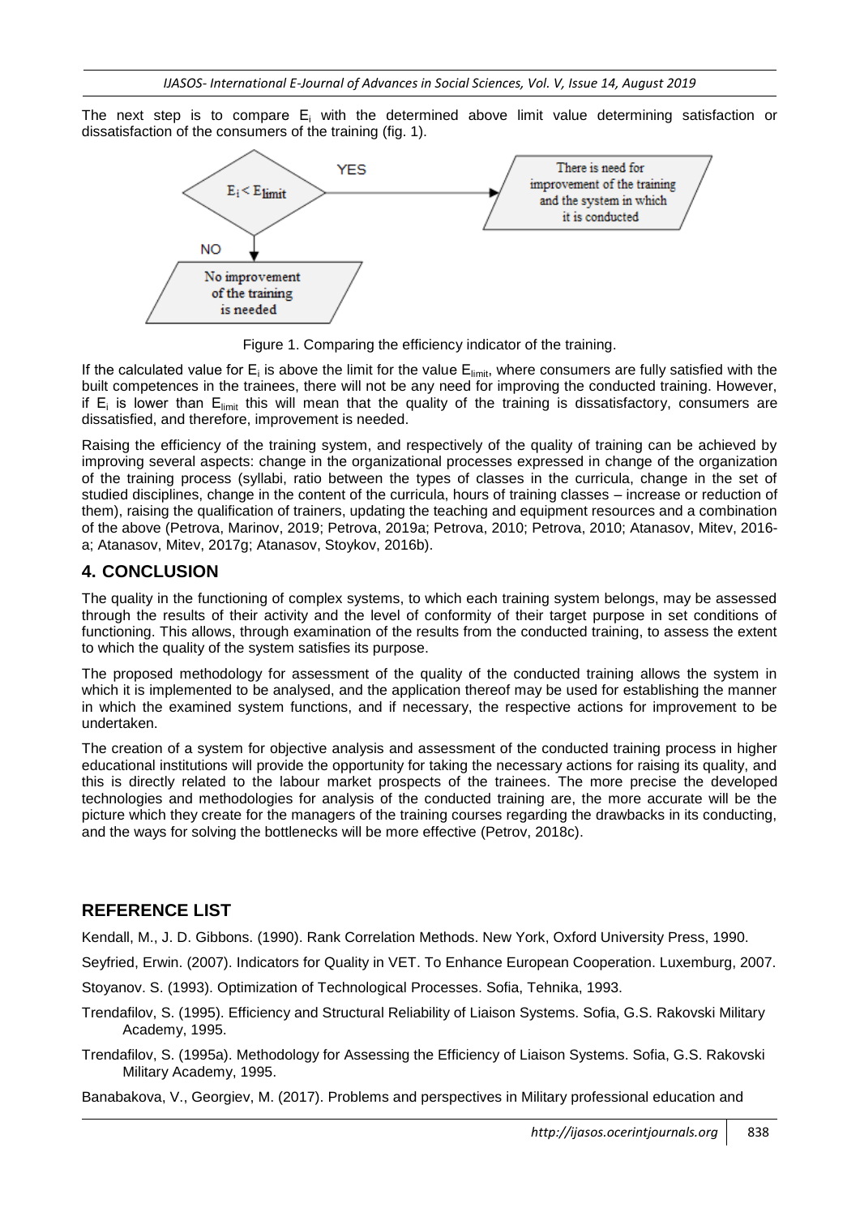The next step is to compare $E_i$ with the determined above limit value determining satisfaction or dissatisfaction of the consumers of the training (fig. 1).

Figure 1. Comparing the efficiency indicator of the training.

If the calculated value for $E_i$ is above the limit for the value $E_{limit}$, where consumers are fully satisfied with the built competences in the trainees, there will not be any need for improving the conducted training. However, if $E_i$ is lower than $E_{limit}$ this will mean that the quality of the training is dissatisfactory, consumers are dissatisfied, and therefore, improvement is needed.

Raising the efficiency of the training system, and respectively of the quality of training can be achieved by improving several aspects: change in the organizational processes expressed in change of the organization of the training process (syllabi, ratio between the types of classes in the curricula, change in the set of studied disciplines, change in the content of the curricula, hours of training classes – increase or reduction of them), raising the qualification of trainers, updating the teaching and equipment resources and a combination of the above (Petrova, Marinov, 2019; Petrova, 2019a; Petrova, 2010; Petrova, 2010; Atanasov, Mitev, 2016-a; Atanasov, Mitev, 2017g; Atanasov, Stoykov, 2016b).

## 4. CONCLUSION

The quality in the functioning of complex systems, to which each training system belongs, may be assessed through the results of their activity and the level of conformity of their target purpose in set conditions of functioning. This allows, through examination of the results from the conducted training, to assess the extent to which the quality of the system satisfies its purpose.

The proposed methodology for assessment of the quality of the conducted training allows the system in which it is implemented to be analysed, and the application thereof may be used for establishing the manner in which the examined system functions, and if necessary, the respective actions for improvement to be undertaken.

The creation of a system for objective analysis and assessment of the conducted training process in higher educational institutions will provide the opportunity for taking the necessary actions for raising its quality, and this is directly related to the labour market prospects of the trainees. The more precise the developed technologies and methodologies for analysis of the conducted training are, the more accurate will be the picture which they create for the managers of the training courses regarding the drawbacks in its conducting, and the ways for solving the bottlenecks will be more effective (Petrov, 2018c).

## REFERENCE LIST

Kendall, M., J. D. Gibbons. (1990). Rank Correlation Methods. New York, Oxford University Press, 1990.

Seyfried, Erwin. (2007). Indicators for Quality in VET. To Enhance European Cooperation. Luxemburg, 2007.

Stoyanov. S. (1993). Optimization of Technological Processes. Sofia, Tehnika, 1993.

Trendafilov, S. (1995). Efficiency and Structural Reliability of Liaison Systems. Sofia, G.S. Rakovski Military Academy, 1995.

Trendafilov, S. (1995a). Methodology for Assessing the Efficiency of Liaison Systems. Sofia, G.S. Rakovski Military Academy, 1995.

Banabakova, V., Georgiev, M. (2017). Problems and perspectives in Military professional education and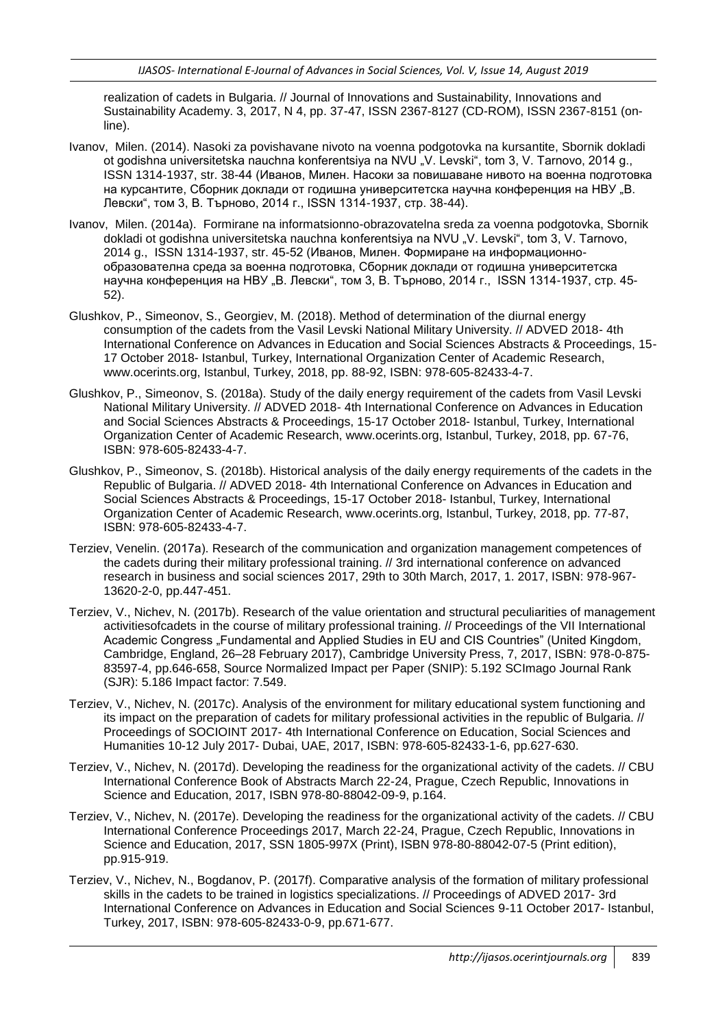realization of cadets in Bulgaria. // Journal of Innovations and Sustainability, Innovations and Sustainability Academy. 3, 2017, N 4, pp. 37-47, ISSN 2367-8127 (CD-ROM), ISSN 2367-8151 (online).

Ivanov, Milen. (2014). Nasoki za povishavane nivoto na voenna podgotovka na kursantite, Sbornik dokladi ot godishna universitetska nauchna konferentsiya na NVU „V. Levski", tom 3, V. Tarnovo, 2014 g., ISSN 1314-1937, str. 38-44 (Иванов, Милен. Насоки за повишаване нивото на военна подготовка на курсантите, Сборник доклади от годишна университетска научна конференция на НВУ „В. Левски", том 3, В. Търново, 2014 г., ISSN 1314-1937, стр. 38-44).

Ivanov, Milen. (2014a). Formirane na informatsionno-obrazovatelna sreda za voenna podgotovka, Sbornik dokladi ot godishna universitetska nauchna konferentsiya na NVU „V. Levski", tom 3, V. Tarnovo, 2014 g., ISSN 1314-1937, str. 45-52 (Иванов, Милен. Формиране на информационно-образователна среда за военна подготовка, Сборник доклади от годишна университетска научна конференция на НВУ „В. Левски", том 3, В. Търново, 2014 г., ISSN 1314-1937, стр. 45-52).

Glushkov, P., Simeonov, S., Georgiev, M. (2018). Method of determination of the diurnal energy consumption of the cadets from the Vasil Levski National Military University. // ADVED 2018- 4th International Conference on Advances in Education and Social Sciences Abstracts & Proceedings, 15-17 October 2018- Istanbul, Turkey, International Organization Center of Academic Research, www.ocerints.org, Istanbul, Turkey, 2018, pp. 88-92, ISBN: 978-605-82433-4-7.

Glushkov, P., Simeonov, S. (2018a). Study of the daily energy requirement of the cadets from Vasil Levski National Military University. // ADVED 2018- 4th International Conference on Advances in Education and Social Sciences Abstracts & Proceedings, 15-17 October 2018- Istanbul, Turkey, International Organization Center of Academic Research, www.ocerints.org, Istanbul, Turkey, 2018, pp. 67-76, ISBN: 978-605-82433-4-7.

Glushkov, P., Simeonov, S. (2018b). Historical analysis of the daily energy requirements of the cadets in the Republic of Bulgaria. // ADVED 2018- 4th International Conference on Advances in Education and Social Sciences Abstracts & Proceedings, 15-17 October 2018- Istanbul, Turkey, International Organization Center of Academic Research, www.ocerints.org, Istanbul, Turkey, 2018, pp. 77-87, ISBN: 978-605-82433-4-7.

Terziev, Venelin. (2017a). Research of the communication and organization management competences of the cadets during their military professional training. // 3rd international conference on advanced research in business and social sciences 2017, 29th to 30th March, 2017, 1. 2017, ISBN: 978-967-13620-2-0, pp.447-451.

Terziev, V., Nichev, N. (2017b). Research of the value orientation and structural peculiarities of management activitiesofcadets in the course of military professional training. // Proceedings of the VII International Academic Congress „Fundamental and Applied Studies in EU and CIS Countries" (United Kingdom, Cambridge, England, 26–28 February 2017), Cambridge University Press, 7, 2017, ISBN: 978-0-875-83597-4, pp.646-658, Source Normalized Impact per Paper (SNIP): 5.192 SCImago Journal Rank (SJR): 5.186 Impact factor: 7.549.

Terziev, V., Nichev, N. (2017c). Analysis of the environment for military educational system functioning and its impact on the preparation of cadets for military professional activities in the republic of Bulgaria. // Proceedings of SOCIOINT 2017- 4th International Conference on Education, Social Sciences and Humanities 10-12 July 2017- Dubai, UAE, 2017, ISBN: 978-605-82433-1-6, pp.627-630.

Terziev, V., Nichev, N. (2017d). Developing the readiness for the organizational activity of the cadets. // CBU International Conference Book of Abstracts March 22-24, Prague, Czech Republic, Innovations in Science and Education, 2017, ISBN 978-80-88042-09-9, p.164.

Terziev, V., Nichev, N. (2017e). Developing the readiness for the organizational activity of the cadets. // CBU International Conference Proceedings 2017, March 22-24, Prague, Czech Republic, Innovations in Science and Education, 2017, SSN 1805-997X (Print), ISBN 978-80-88042-07-5 (Print edition), pp.915-919.

Terziev, V., Nichev, N., Bogdanov, P. (2017f). Comparative analysis of the formation of military professional skills in the cadets to be trained in logistics specializations. // Proceedings of ADVED 2017- 3rd International Conference on Advances in Education and Social Sciences 9-11 October 2017- Istanbul, Turkey, 2017, ISBN: 978-605-82433-0-9, pp.671-677.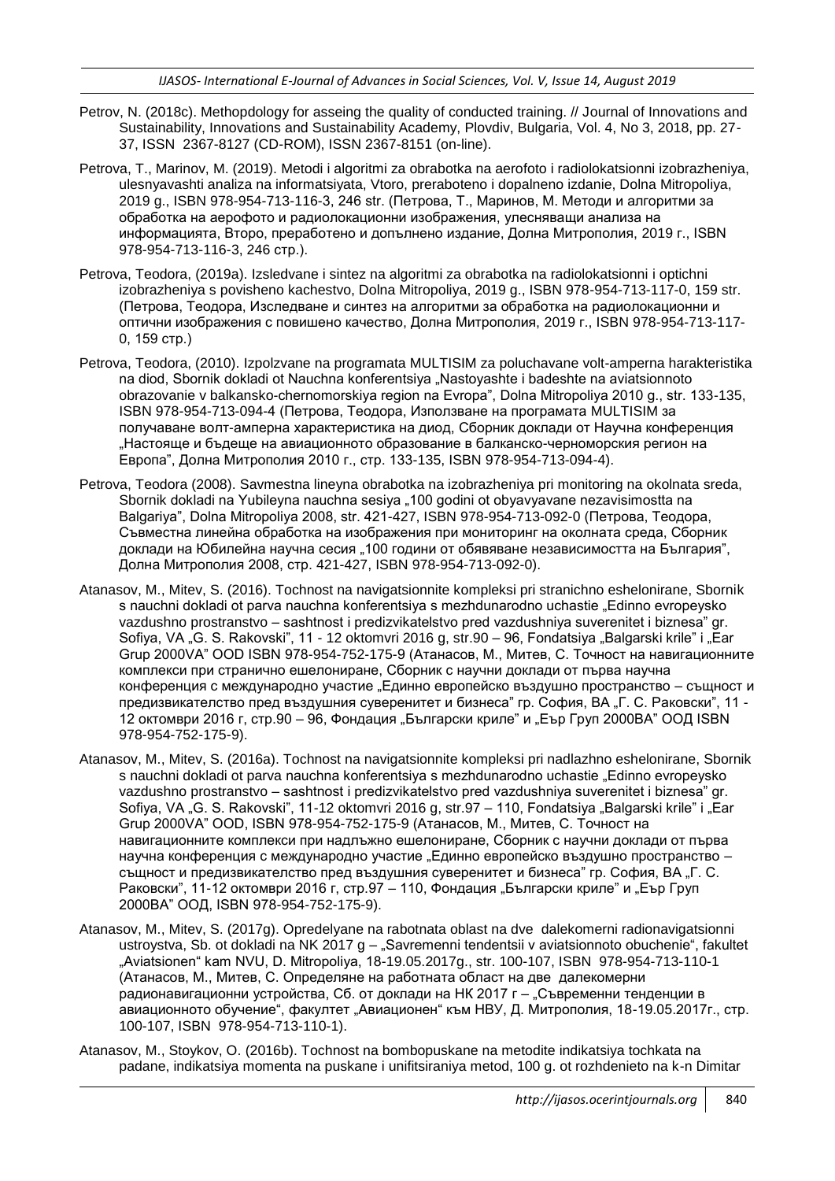Petrov, N. (2018c). Methopdology for asseing the quality of conducted training. // Journal of Innovations and Sustainability, Innovations and Sustainability Academy, Plovdiv, Bulgaria, Vol. 4, No 3, 2018, pp. 27-37, ISSN 2367-8127 (CD-ROM), ISSN 2367-8151 (on-line).

Petrova, T., Marinov, M. (2019). Metodi i algoritmi za obrabotka na aerofoto i radiolokatsionni izobrazheniya, ulesnyavashti analiza na informatsiyata, Vtoro, preraboteno i dopalneno izdanie, Dolna Mitropoliya, 2019 g., ISBN 978-954-713-116-3, 246 str. (Петрова, Т., Маринов, М. Методи и алгоритми за обработка на аерофото и радиолокационни изображения, улесняващи анализа на информацията, Второ, преработено и допълнено издание, Долна Митрополия, 2019 г., ISBN 978-954-713-116-3, 246 стр.).

Petrova, Teodora, (2019a). Izsledvane i sintez na algoritmi za obrabotka na radiolokatsionni i optichni izobrazheniya s povisheno kachestvo, Dolna Mitropoliya, 2019 g., ISBN 978-954-713-117-0, 159 str. (Петрова, Теодора, Изследване и синтез на алгоритми за обработка на радиолокационни и оптични изображения с повишено качество, Долна Митрополия, 2019 г., ISBN 978-954-713-117-0, 159 стр.)

Petrova, Teodora, (2010). Izpolzvane na programata MULTISIM za poluchavane volt-amperna harakteristika na diod, Sbornik dokladi ot Nauchna konferentsiya „Nastoyashte i badeshte na aviatsionnoto obrazovanie v balkansko-chernomorskiya region na Evropa", Dolna Mitropoliya 2010 g., str. 133-135, ISBN 978-954-713-094-4 (Петрова, Теодора, Използване на програмата MULTISIM за получаване волт-амперна характеристика на диод, Сборник доклади от Научна конференция „Настояще и бъдеще на авиационното образование в балканско-черноморския регион на Европа", Долна Митрополия 2010 г., стр. 133-135, ISBN 978-954-713-094-4).

Petrova, Teodora (2008). Savmestna lineyna obrabotka na izobrazheniya pri monitoring na okolnata sreda, Sbornik dokladi na Yubileyna nauchna sesiya „100 godini ot obyavyavane nezavisimostta na Balgariya", Dolna Mitropoliya 2008, str. 421-427, ISBN 978-954-713-092-0 (Петрова, Теодора, Съвместна линейна обработка на изображения при мониторинг на околната среда, Сборник доклади на Юбилейна научна сесия „100 години от обявяване независимостта на България", Долна Митрополия 2008, стр. 421-427, ISBN 978-954-713-092-0).

Atanasov, M., Mitev, S. (2016). Tochnost na navigatsionnite kompleksi pri stranichno eshelonirane, Sbornik s nauchni dokladi ot parva nauchna konferentsiya s mezhdunarodno uchastie „Edinno evropeysko vazdushno prostranstvo – sashtnost i predizvikatelstvo pred vazdushniya suverenitet i biznesa" gr. Sofiya, VA „G. S. Rakovski", 11 - 12 oktomvri 2016 g, str.90 – 96, Fondatsiya „Balgarski krile" i „Ear Grup 2000VA" OOD ISBN 978-954-752-175-9 (Атанасов, М., Митев, С. Точност на навигационните комплекси при странично ешелониране, Сборник с научни доклади от първа научна конференция с международно участие „Единно европейско въздушно пространство – същност и предизвикателство пред въздушния суверенитет и бизнеса" гр. София, ВА „Г. С. Раковски", 11 - 12 октомври 2016 г, стр.90 – 96, Фондация „Български криле" и „Еър Груп 2000ВА" ООД ISBN 978-954-752-175-9).

Atanasov, M., Mitev, S. (2016a). Tochnost na navigatsionnite kompleksi pri nadlazhno eshelonirane, Sbornik s nauchni dokladi ot parva nauchna konferentsiya s mezhdunarodno uchastie „Edinno evropeysko vazdushno prostranstvo – sashtnost i predizvikatelstvo pred vazdushniya suverenitet i biznesa" gr. Sofiya, VA „G. S. Rakovski", 11-12 oktomvri 2016 g, str.97 – 110, Fondatsiya „Balgarski krile" i „Ear Grup 2000VA" OOD, ISBN 978-954-752-175-9 (Атанасов, М., Митев, С. Точност на навигационните комплекси при надлъжно ешелониране, Сборник с научни доклади от първа научна конференция с международно участие „Единно европейско въздушно пространство – същност и предизвикателство пред въздушния суверенитет и бизнеса" гр. София, ВА „Г. С. Раковски", 11-12 октомври 2016 г, стр.97 – 110, Фондация „Български криле" и „Еър Груп 2000ВА" ООД, ISBN 978-954-752-175-9).

Atanasov, M., Mitev, S. (2017g). Opredelyane na rabotnata oblast na dve dalekomerni radionavigatsionni ustroystva, Sb. ot dokladi na NK 2017 g – „Savremenni tendentsii v aviatsionnoto obuchenie", fakultet „Aviatsionen" kam NVU, D. Mitropoliya, 18-19.05.2017g., str. 100-107, ISBN 978-954-713-110-1 (Атанасов, М., Митев, С. Определяне на работната област на две далекомерни радионавигационни устройства, Сб. от доклади на НК 2017 г – „Съвременни тенденции в авиационното обучение", факултет „Авиационен" към НВУ, Д. Митрополия, 18-19.05.2017г., стр. 100-107, ISBN 978-954-713-110-1).

Atanasov, M., Stoykov, O. (2016b). Tochnost na bombopuskane na metodite indikatsiya tochkata na padane, indikatsiya momenta na puskane i unifitsiraniya metod, 100 g. ot rozhdenieto na k-n Dimitar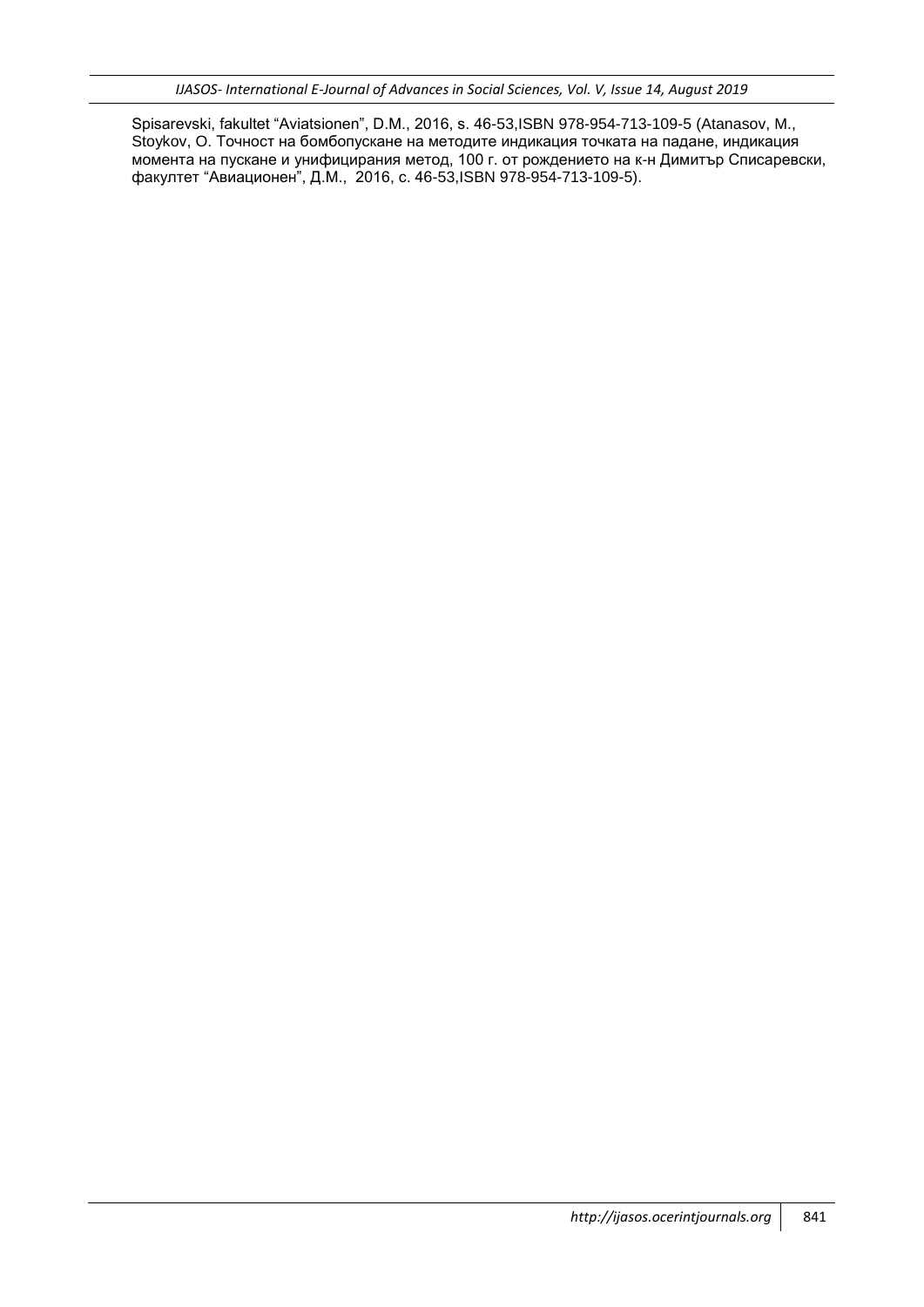Spisarevski, fakultet “Aviatsionen”, D.M., 2016, s. 46-53,ISBN 978-954-713-109-5 (Atanasov, M., Stoykov, O. Точност на бомбопускане на методите индикация точката на падане, индикация момента на пускане и унифицирания метод, 100 г. от рождението на к-н Димитър Списаревски, факултет “Авиационен”, Д.М., 2016, с. 46-53,ISBN 978-954-713-109-5).